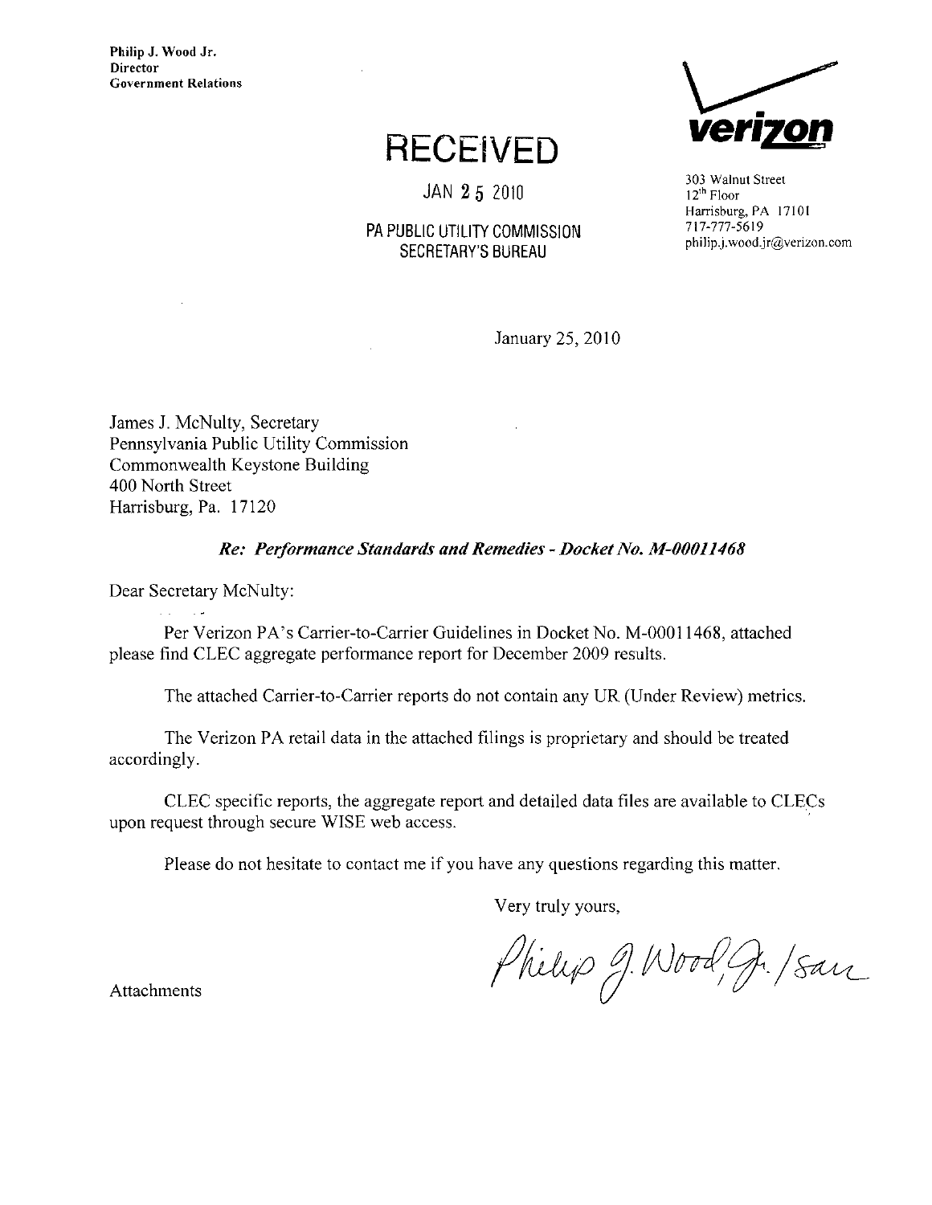**Philip J. Wood Jr.**
**Director**
**Government Relations**

# RECEIVED

JAN 25 2010

PA PUBLIC UTILITY COMMISSION
SECRETARY'S BUREAU

**verizon**

303 Walnut Street
12th Floor
Harrisburg, PA 17101
717-777-5619
philip.j.wood.jr@verizon.com

January 25, 2010

James J. McNulty, Secretary
Pennsylvania Public Utility Commission
Commonwealth Keystone Building
400 North Street
Harrisburg, Pa. 17120

***Re: Performance Standards and Remedies - Docket No. M-00011468***

Dear Secretary McNulty:

Per Verizon PA's Carrier-to-Carrier Guidelines in Docket No. M-00011468, attached please find CLEC aggregate performance report for December 2009 results.

The attached Carrier-to-Carrier reports do not contain any UR (Under Review) metrics.

The Verizon PA retail data in the attached filings is proprietary and should be treated accordingly.

CLEC specific reports, the aggregate report and detailed data files are available to CLECs upon request through secure WISE web access.

Please do not hesitate to contact me if you have any questions regarding this matter.

Very truly yours,

Philip J. Wood, Jr. /sam

Attachments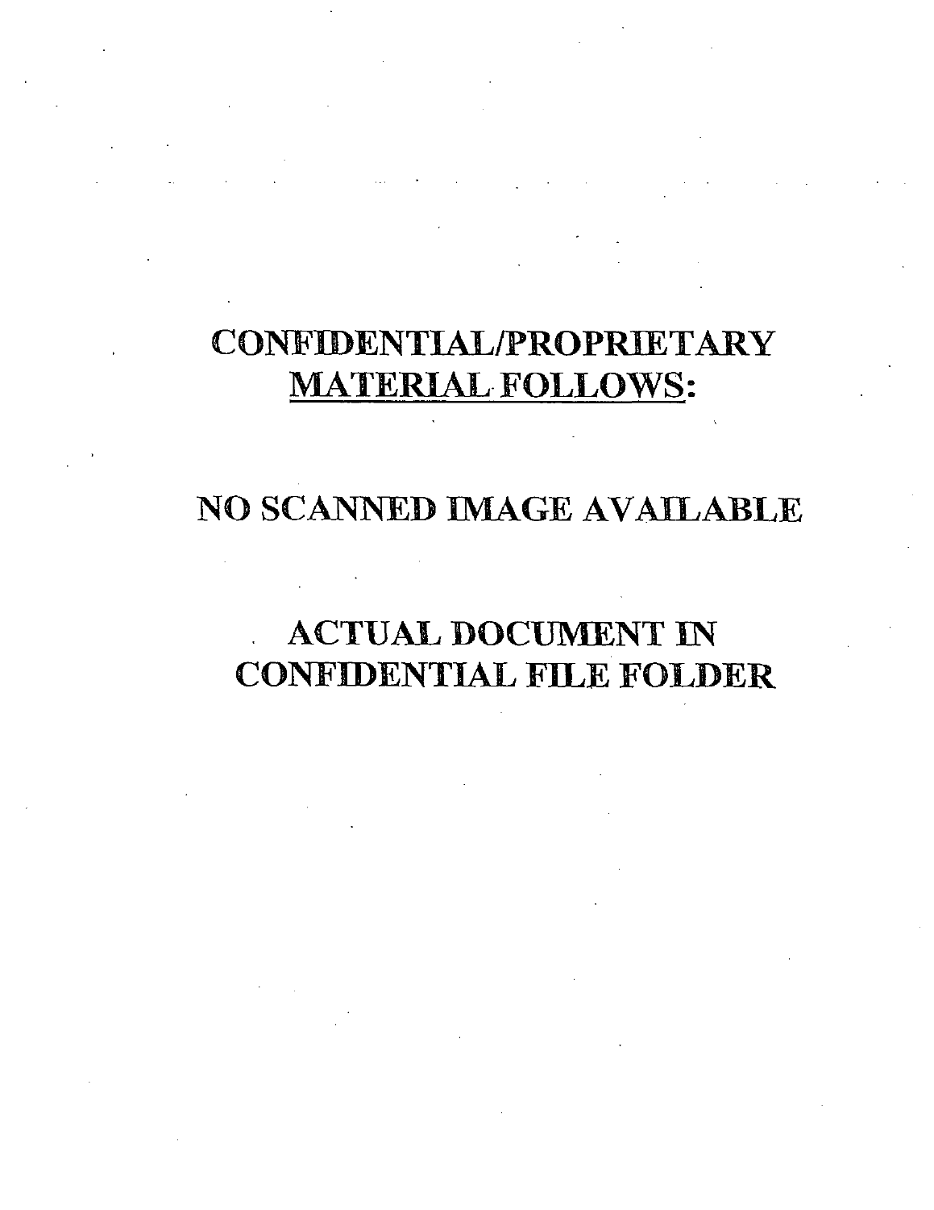CONFIDENTIAL/PROPRIETARY
MATERIAL FOLLOWS:

NO SCANNED IMAGE AVAILABLE

ACTUAL DOCUMENT IN
CONFIDENTIAL FILE FOLDER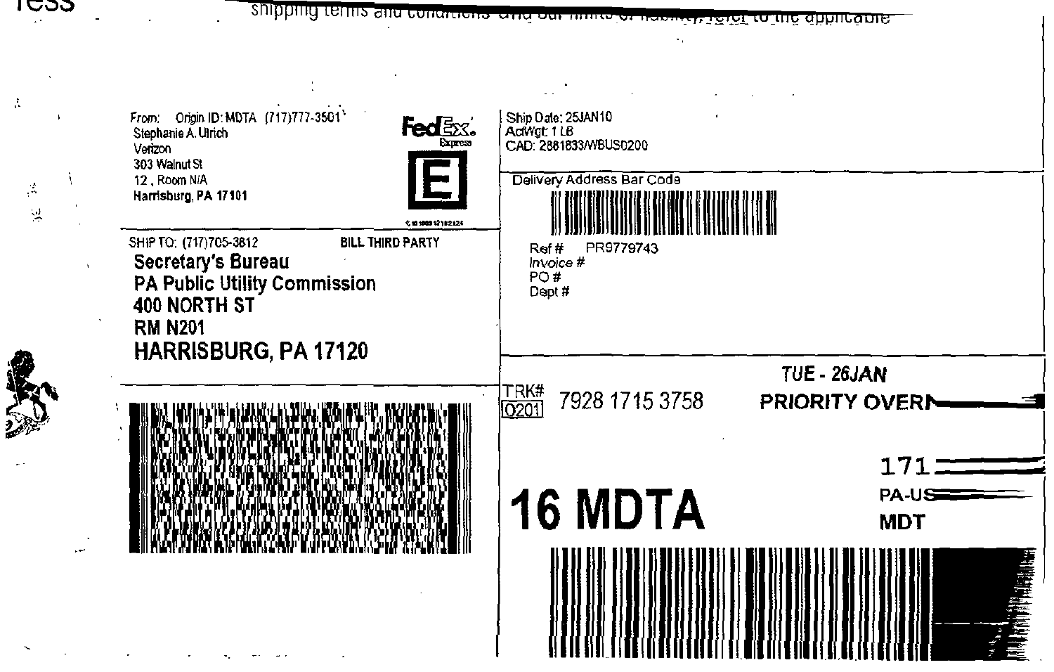shipping terms and conditions and our limits of liability, refer to the applicable

From: Origin ID: MDTA (717)777-3501
Stephanie A. Ulrich
Verizon
303 Walnut St
12, Room N/A
Harrisburg, PA 17101

FedEx Express

E

Ship Date: 25JAN10
ActWgt: 1 LB
CAD: 2881833/WBUS0200

Delivery Address Bar Code

SHIP TO: (717)705-3812 BILL THIRD PARTY

**Secretary's Bureau**
**PA Public Utility Commission**
**400 NORTH ST**
**RM N201**
**HARRISBURG, PA 17120**

Ref # PR9779743
Invoice #
PO #
Dept #

TRK# 7928 1715 3758
0201

**TUE - 26JAN**
**PRIORITY OVERN**

171
PA-US
MDT

# 16 MDTA